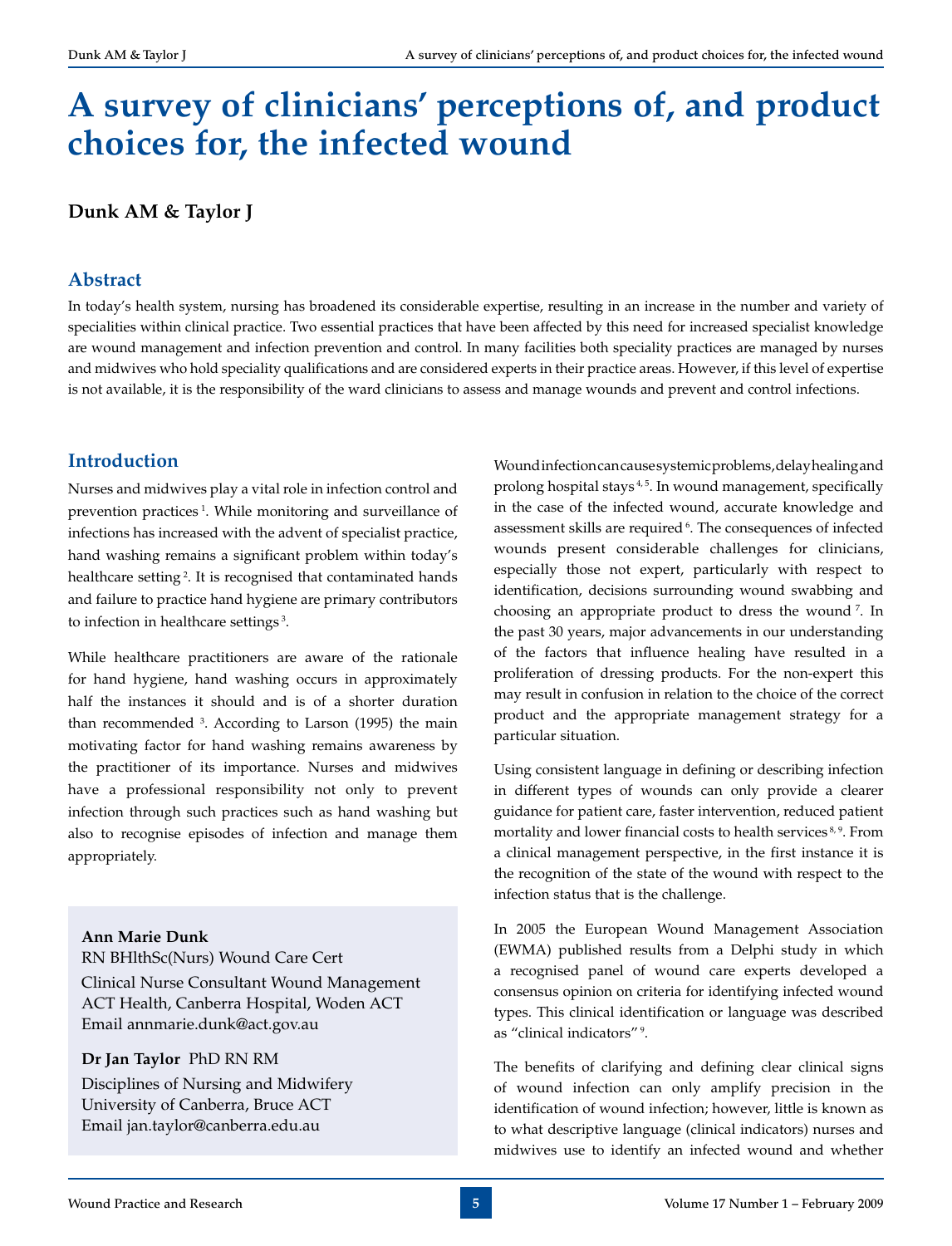# A survey of clinicians' perceptions of, and product choices for, the infected wound

**Dunk AM & Taylor J**

## Abstract

In today's health system, nursing has broadened its considerable expertise, resulting in an increase in the number and variety of specialities within clinical practice. Two essential practices that have been affected by this need for increased specialist knowledge are wound management and infection prevention and control. In many facilities both speciality practices are managed by nurses and midwives who hold speciality qualifications and are considered experts in their practice areas. However, if this level of expertise is not available, it is the responsibility of the ward clinicians to assess and manage wounds and prevent and control infections.

## Introduction

Nurses and midwives play a vital role in infection control and prevention practices [1]. While monitoring and surveillance of infections has increased with the advent of specialist practice, hand washing remains a significant problem within today's healthcare setting [2]. It is recognised that contaminated hands and failure to practice hand hygiene are primary contributors to infection in healthcare settings [3].

While healthcare practitioners are aware of the rationale for hand hygiene, hand washing occurs in approximately half the instances it should and is of a shorter duration than recommended [3]. According to Larson (1995) the main motivating factor for hand washing remains awareness by the practitioner of its importance. Nurses and midwives have a professional responsibility not only to prevent infection through such practices such as hand washing but also to recognise episodes of infection and manage them appropriately.

**Ann Marie Dunk**
RN BHlthSc(Nurs) Wound Care Cert
Clinical Nurse Consultant Wound Management
ACT Health, Canberra Hospital, Woden ACT
Email annmarie.dunk@act.gov.au

**Dr Jan Taylor** PhD RN RM
Disciplines of Nursing and Midwifery
University of Canberra, Bruce ACT
Email jan.taylor@canberra.edu.au

Wound infection can cause systemic problems, delay healing and prolong hospital stays [4,5]. In wound management, specifically in the case of the infected wound, accurate knowledge and assessment skills are required [6]. The consequences of infected wounds present considerable challenges for clinicians, especially those not expert, particularly with respect to identification, decisions surrounding wound swabbing and choosing an appropriate product to dress the wound [7]. In the past 30 years, major advancements in our understanding of the factors that influence healing have resulted in a proliferation of dressing products. For the non-expert this may result in confusion in relation to the choice of the correct product and the appropriate management strategy for a particular situation.

Using consistent language in defining or describing infection in different types of wounds can only provide a clearer guidance for patient care, faster intervention, reduced patient mortality and lower financial costs to health services [8,9]. From a clinical management perspective, in the first instance it is the recognition of the state of the wound with respect to the infection status that is the challenge.

In 2005 the European Wound Management Association (EWMA) published results from a Delphi study in which a recognised panel of wound care experts developed a consensus opinion on criteria for identifying infected wound types. This clinical identification or language was described as "clinical indicators" [9].

The benefits of clarifying and defining clear clinical signs of wound infection can only amplify precision in the identification of wound infection; however, little is known as to what descriptive language (clinical indicators) nurses and midwives use to identify an infected wound and whether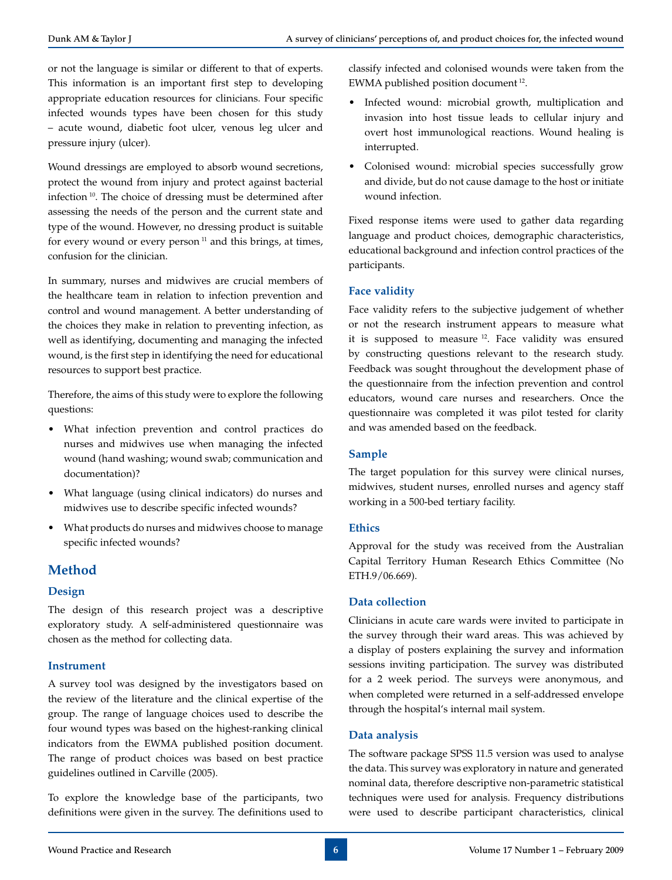or not the language is similar or different to that of experts. This information is an important first step to developing appropriate education resources for clinicians. Four specific infected wounds types have been chosen for this study – acute wound, diabetic foot ulcer, venous leg ulcer and pressure injury (ulcer).

Wound dressings are employed to absorb wound secretions, protect the wound from injury and protect against bacterial infection [10]. The choice of dressing must be determined after assessing the needs of the person and the current state and type of the wound. However, no dressing product is suitable for every wound or every person [11] and this brings, at times, confusion for the clinician.

In summary, nurses and midwives are crucial members of the healthcare team in relation to infection prevention and control and wound management. A better understanding of the choices they make in relation to preventing infection, as well as identifying, documenting and managing the infected wound, is the first step in identifying the need for educational resources to support best practice.

Therefore, the aims of this study were to explore the following questions:

- What infection prevention and control practices do nurses and midwives use when managing the infected wound (hand washing; wound swab; communication and documentation)?
- What language (using clinical indicators) do nurses and midwives use to describe specific infected wounds?
- What products do nurses and midwives choose to manage specific infected wounds?

## Method

### Design

The design of this research project was a descriptive exploratory study. A self-administered questionnaire was chosen as the method for collecting data.

### Instrument

A survey tool was designed by the investigators based on the review of the literature and the clinical expertise of the group. The range of language choices used to describe the four wound types was based on the highest-ranking clinical indicators from the EWMA published position document. The range of product choices was based on best practice guidelines outlined in Carville (2005).

To explore the knowledge base of the participants, two definitions were given in the survey. The definitions used to classify infected and colonised wounds were taken from the EWMA published position document [12].

- Infected wound: microbial growth, multiplication and invasion into host tissue leads to cellular injury and overt host immunological reactions. Wound healing is interrupted.
- Colonised wound: microbial species successfully grow and divide, but do not cause damage to the host or initiate wound infection.

Fixed response items were used to gather data regarding language and product choices, demographic characteristics, educational background and infection control practices of the participants.

### Face validity

Face validity refers to the subjective judgement of whether or not the research instrument appears to measure what it is supposed to measure [12]. Face validity was ensured by constructing questions relevant to the research study. Feedback was sought throughout the development phase of the questionnaire from the infection prevention and control educators, wound care nurses and researchers. Once the questionnaire was completed it was pilot tested for clarity and was amended based on the feedback.

### Sample

The target population for this survey were clinical nurses, midwives, student nurses, enrolled nurses and agency staff working in a 500-bed tertiary facility.

### Ethics

Approval for the study was received from the Australian Capital Territory Human Research Ethics Committee (No ETH.9/06.669).

### Data collection

Clinicians in acute care wards were invited to participate in the survey through their ward areas. This was achieved by a display of posters explaining the survey and information sessions inviting participation. The survey was distributed for a 2 week period. The surveys were anonymous, and when completed were returned in a self-addressed envelope through the hospital's internal mail system.

### Data analysis

The software package SPSS 11.5 version was used to analyse the data. This survey was exploratory in nature and generated nominal data, therefore descriptive non-parametric statistical techniques were used for analysis. Frequency distributions were used to describe participant characteristics, clinical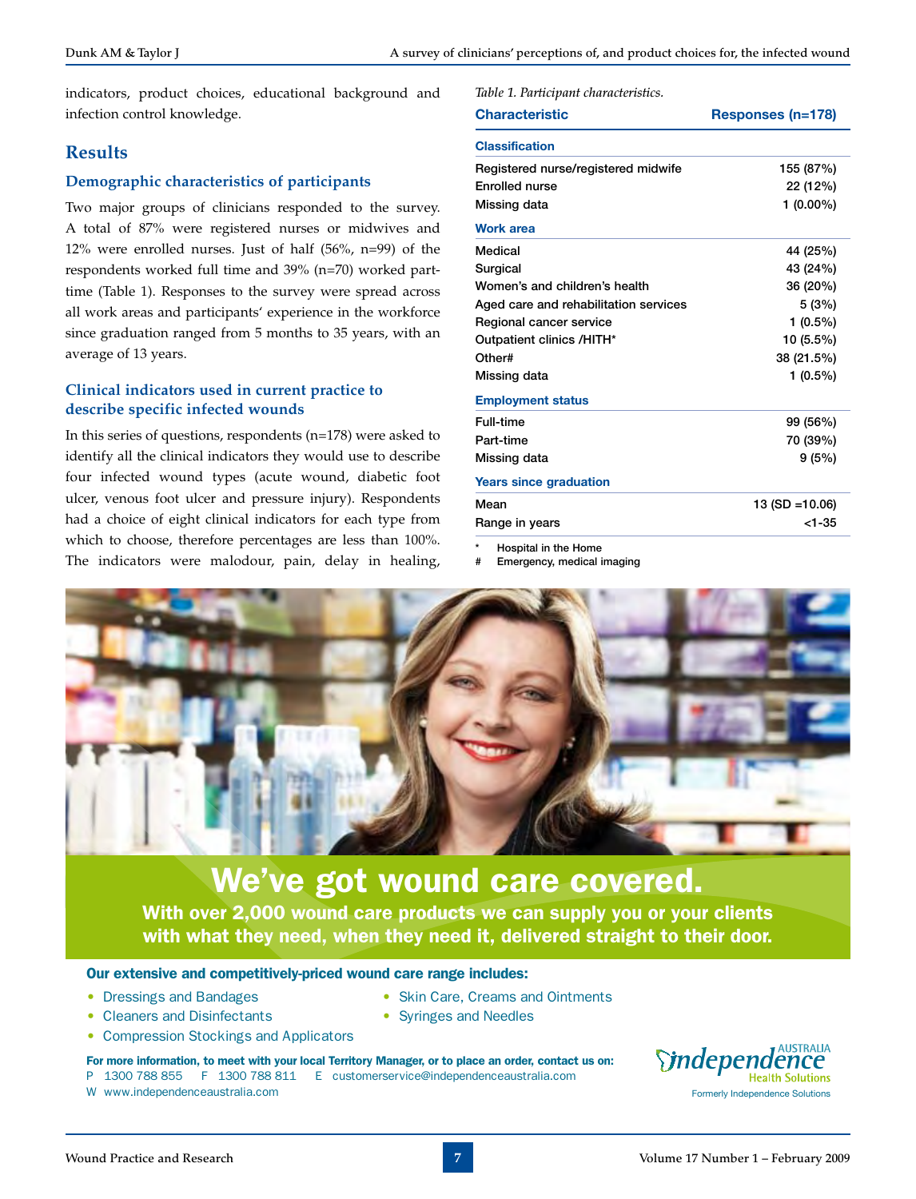indicators, product choices, educational background and infection control knowledge.

## Results

### Demographic characteristics of participants

Two major groups of clinicians responded to the survey. A total of 87% were registered nurses or midwives and 12% were enrolled nurses. Just of half (56%, n=99) of the respondents worked full time and 39% (n=70) worked part-time (Table 1). Responses to the survey were spread across all work areas and participants' experience in the workforce since graduation ranged from 5 months to 35 years, with an average of 13 years.

### Clinical indicators used in current practice to describe specific infected wounds

In this series of questions, respondents (n=178) were asked to identify all the clinical indicators they would use to describe four infected wound types (acute wound, diabetic foot ulcer, venous foot ulcer and pressure injury). Respondents had a choice of eight clinical indicators for each type from which to choose, therefore percentages are less than 100%. The indicators were malodour, pain, delay in healing,

*Table 1. Participant characteristics.*

| Characteristic | Responses (n=178) |
|---|---|
| **Classification** | |
| Registered nurse/registered midwife | 155 (87%) |
| Enrolled nurse | 22 (12%) |
| Missing data | 1 (0.00%) |
| **Work area** | |
| Medical | 44 (25%) |
| Surgical | 43 (24%) |
| Women's and children's health | 36 (20%) |
| Aged care and rehabilitation services | 5 (3%) |
| Regional cancer service | 1 (0.5%) |
| Outpatient clinics /HITH* | 10 (5.5%) |
| Other# | 38 (21.5%) |
| Missing data | 1 (0.5%) |
| **Employment status** | |
| Full-time | 99 (56%) |
| Part-time | 70 (39%) |
| Missing data | 9 (5%) |
| **Years since graduation** | |
| Mean | 13 (SD =10.06) |
| Range in years | <1-35 |

\* Hospital in the Home
\# Emergency, medical imaging

**We've got wound care covered.**

**With over 2,000 wound care products we can supply you or your clients with what they need, when they need it, delivered straight to their door.**

**Our extensive and competitively-priced wound care range includes:**

- Dressings and Bandages
- Cleaners and Disinfectants
- Compression Stockings and Applicators
- Skin Care, Creams and Ointments
- Syringes and Needles

**For more information, to meet with your local Territory Manager, or to place an order, contact us on:**
P 1300 788 855 F 1300 788 811 E customerservice@independenceaustralia.com
W www.independenceaustralia.com

Independence Australia Health Solutions
Formerly Independence Solutions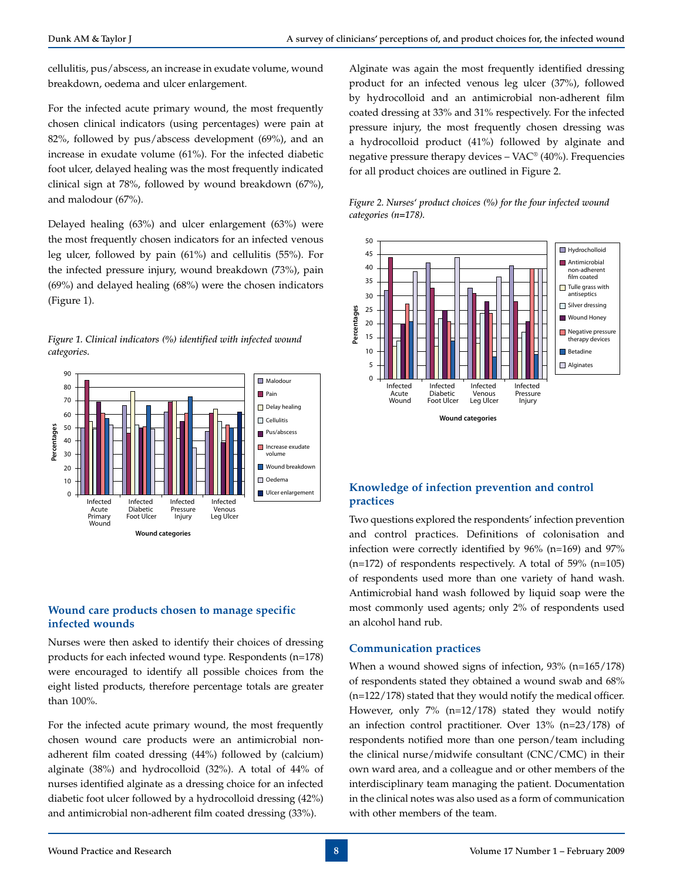cellulitis, pus/abscess, an increase in exudate volume, wound breakdown, oedema and ulcer enlargement.

For the infected acute primary wound, the most frequently chosen clinical indicators (using percentages) were pain at 82%, followed by pus/abscess development (69%), and an increase in exudate volume (61%). For the infected diabetic foot ulcer, delayed healing was the most frequently indicated clinical sign at 78%, followed by wound breakdown (67%), and malodour (67%).

Delayed healing (63%) and ulcer enlargement (63%) were the most frequently chosen indicators for an infected venous leg ulcer, followed by pain (61%) and cellulitis (55%). For the infected pressure injury, wound breakdown (73%), pain (69%) and delayed healing (68%) were the chosen indicators (Figure 1).

*Figure 1. Clinical indicators (%) identified with infected wound categories.*

## Wound care products chosen to manage specific infected wounds

Nurses were then asked to identify their choices of dressing products for each infected wound type. Respondents (n=178) were encouraged to identify all possible choices from the eight listed products, therefore percentage totals are greater than 100%.

For the infected acute primary wound, the most frequently chosen wound care products were an antimicrobial non-adherent film coated dressing (44%) followed by (calcium) alginate (38%) and hydrocolloid (32%). A total of 44% of nurses identified alginate as a dressing choice for an infected diabetic foot ulcer followed by a hydrocolloid dressing (42%) and antimicrobial non-adherent film coated dressing (33%).

Alginate was again the most frequently identified dressing product for an infected venous leg ulcer (37%), followed by hydrocolloid and an antimicrobial non-adherent film coated dressing at 33% and 31% respectively. For the infected pressure injury, the most frequently chosen dressing was a hydrocolloid product (41%) followed by alginate and negative pressure therapy devices – VAC® (40%). Frequencies for all product choices are outlined in Figure 2.

*Figure 2. Nurses' product choices (%) for the four infected wound categories (n=178).*

## Knowledge of infection prevention and control practices

Two questions explored the respondents' infection prevention and control practices. Definitions of colonisation and infection were correctly identified by 96% (n=169) and 97% (n=172) of respondents respectively. A total of 59% (n=105) of respondents used more than one variety of hand wash. Antimicrobial hand wash followed by liquid soap were the most commonly used agents; only 2% of respondents used an alcohol hand rub.

### Communication practices

When a wound showed signs of infection, 93% (n=165/178) of respondents stated they obtained a wound swab and 68% (n=122/178) stated that they would notify the medical officer. However, only 7% (n=12/178) stated they would notify an infection control practitioner. Over 13% (n=23/178) of respondents notified more than one person/team including the clinical nurse/midwife consultant (CNC/CMC) in their own ward area, and a colleague and or other members of the interdisciplinary team managing the patient. Documentation in the clinical notes was also used as a form of communication with other members of the team.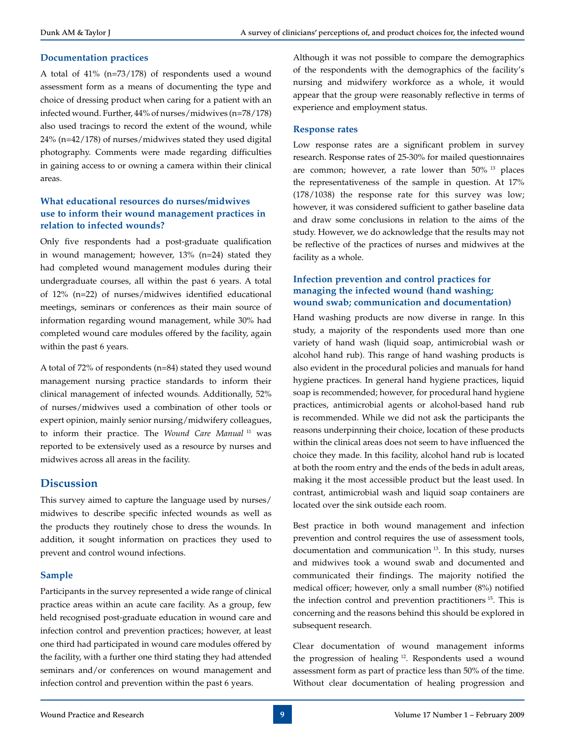### Documentation practices

A total of 41% (n=73/178) of respondents used a wound assessment form as a means of documenting the type and choice of dressing product when caring for a patient with an infected wound. Further, 44% of nurses/midwives (n=78/178) also used tracings to record the extent of the wound, while 24% (n=42/178) of nurses/midwives stated they used digital photography. Comments were made regarding difficulties in gaining access to or owning a camera within their clinical areas.

### What educational resources do nurses/midwives use to inform their wound management practices in relation to infected wounds?

Only five respondents had a post-graduate qualification in wound management; however, 13% (n=24) stated they had completed wound management modules during their undergraduate courses, all within the past 6 years. A total of 12% (n=22) of nurses/midwives identified educational meetings, seminars or conferences as their main source of information regarding wound management, while 30% had completed wound care modules offered by the facility, again within the past 6 years.

A total of 72% of respondents (n=84) stated they used wound management nursing practice standards to inform their clinical management of infected wounds. Additionally, 52% of nurses/midwives used a combination of other tools or expert opinion, mainly senior nursing/midwifery colleagues, to inform their practice. The *Wound Care Manual* [11] was reported to be extensively used as a resource by nurses and midwives across all areas in the facility.

## Discussion

This survey aimed to capture the language used by nurses/midwives to describe specific infected wounds as well as the products they routinely chose to dress the wounds. In addition, it sought information on practices they used to prevent and control wound infections.

### Sample

Participants in the survey represented a wide range of clinical practice areas within an acute care facility. As a group, few held recognised post-graduate education in wound care and infection control and prevention practices; however, at least one third had participated in wound care modules offered by the facility, with a further one third stating they had attended seminars and/or conferences on wound management and infection control and prevention within the past 6 years.

Although it was not possible to compare the demographics of the respondents with the demographics of the facility's nursing and midwifery workforce as a whole, it would appear that the group were reasonably reflective in terms of experience and employment status.

### Response rates

Low response rates are a significant problem in survey research. Response rates of 25-30% for mailed questionnaires are common; however, a rate lower than 50% [13] places the representativeness of the sample in question. At 17% (178/1038) the response rate for this survey was low; however, it was considered sufficient to gather baseline data and draw some conclusions in relation to the aims of the study. However, we do acknowledge that the results may not be reflective of the practices of nurses and midwives at the facility as a whole.

### Infection prevention and control practices for managing the infected wound (hand washing; wound swab; communication and documentation)

Hand washing products are now diverse in range. In this study, a majority of the respondents used more than one variety of hand wash (liquid soap, antimicrobial wash or alcohol hand rub). This range of hand washing products is also evident in the procedural policies and manuals for hand hygiene practices. In general hand hygiene practices, liquid soap is recommended; however, for procedural hand hygiene practices, antimicrobial agents or alcohol-based hand rub is recommended. While we did not ask the participants the reasons underpinning their choice, location of these products within the clinical areas does not seem to have influenced the choice they made. In this facility, alcohol hand rub is located at both the room entry and the ends of the beds in adult areas, making it the most accessible product but the least used. In contrast, antimicrobial wash and liquid soap containers are located over the sink outside each room.

Best practice in both wound management and infection prevention and control requires the use of assessment tools, documentation and communication [13]. In this study, nurses and midwives took a wound swab and documented and communicated their findings. The majority notified the medical officer; however, only a small number (8%) notified the infection control and prevention practitioners [15]. This is concerning and the reasons behind this should be explored in subsequent research.

Clear documentation of wound management informs the progression of healing [12]. Respondents used a wound assessment form as part of practice less than 50% of the time. Without clear documentation of healing progression and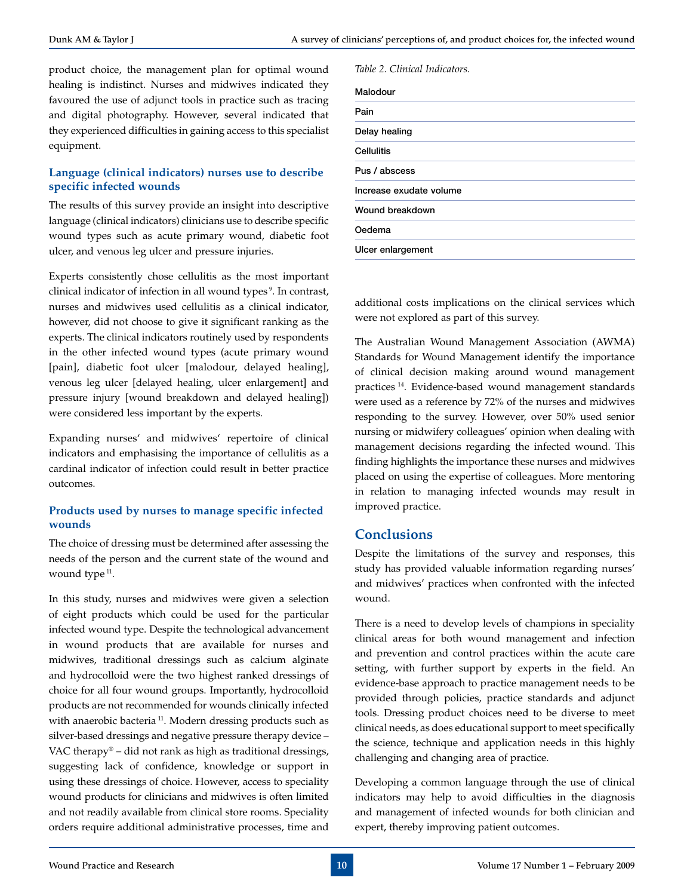product choice, the management plan for optimal wound healing is indistinct. Nurses and midwives indicated they favoured the use of adjunct tools in practice such as tracing and digital photography. However, several indicated that they experienced difficulties in gaining access to this specialist equipment.

### Language (clinical indicators) nurses use to describe specific infected wounds

The results of this survey provide an insight into descriptive language (clinical indicators) clinicians use to describe specific wound types such as acute primary wound, diabetic foot ulcer, and venous leg ulcer and pressure injuries.

Experts consistently chose cellulitis as the most important clinical indicator of infection in all wound types [9]. In contrast, nurses and midwives used cellulitis as a clinical indicator, however, did not choose to give it significant ranking as the experts. The clinical indicators routinely used by respondents in the other infected wound types (acute primary wound [pain], diabetic foot ulcer [malodour, delayed healing], venous leg ulcer [delayed healing, ulcer enlargement] and pressure injury [wound breakdown and delayed healing]) were considered less important by the experts.

Expanding nurses' and midwives' repertoire of clinical indicators and emphasising the importance of cellulitis as a cardinal indicator of infection could result in better practice outcomes.

### Products used by nurses to manage specific infected wounds

The choice of dressing must be determined after assessing the needs of the person and the current state of the wound and wound type [11].

In this study, nurses and midwives were given a selection of eight products which could be used for the particular infected wound type. Despite the technological advancement in wound products that are available for nurses and midwives, traditional dressings such as calcium alginate and hydrocolloid were the two highest ranked dressings of choice for all four wound groups. Importantly, hydrocolloid products are not recommended for wounds clinically infected with anaerobic bacteria [11]. Modern dressing products such as silver-based dressings and negative pressure therapy device – VAC therapy® – did not rank as high as traditional dressings, suggesting lack of confidence, knowledge or support in using these dressings of choice. However, access to speciality wound products for clinicians and midwives is often limited and not readily available from clinical store rooms. Speciality orders require additional administrative processes, time and additional costs implications on the clinical services which were not explored as part of this survey.

*Table 2. Clinical Indicators.*

| Clinical Indicators |
|---|
| Malodour |
| Pain |
| Delay healing |
| Cellulitis |
| Pus / abscess |
| Increase exudate volume |
| Wound breakdown |
| Oedema |
| Ulcer enlargement |

The Australian Wound Management Association (AWMA) Standards for Wound Management identify the importance of clinical decision making around wound management practices [14]. Evidence-based wound management standards were used as a reference by 72% of the nurses and midwives responding to the survey. However, over 50% used senior nursing or midwifery colleagues' opinion when dealing with management decisions regarding the infected wound. This finding highlights the importance these nurses and midwives placed on using the expertise of colleagues. More mentoring in relation to managing infected wounds may result in improved practice.

## Conclusions

Despite the limitations of the survey and responses, this study has provided valuable information regarding nurses' and midwives' practices when confronted with the infected wound.

There is a need to develop levels of champions in speciality clinical areas for both wound management and infection and prevention and control practices within the acute care setting, with further support by experts in the field. An evidence-base approach to practice management needs to be provided through policies, practice standards and adjunct tools. Dressing product choices need to be diverse to meet clinical needs, as does educational support to meet specifically the science, technique and application needs in this highly challenging and changing area of practice.

Developing a common language through the use of clinical indicators may help to avoid difficulties in the diagnosis and management of infected wounds for both clinician and expert, thereby improving patient outcomes.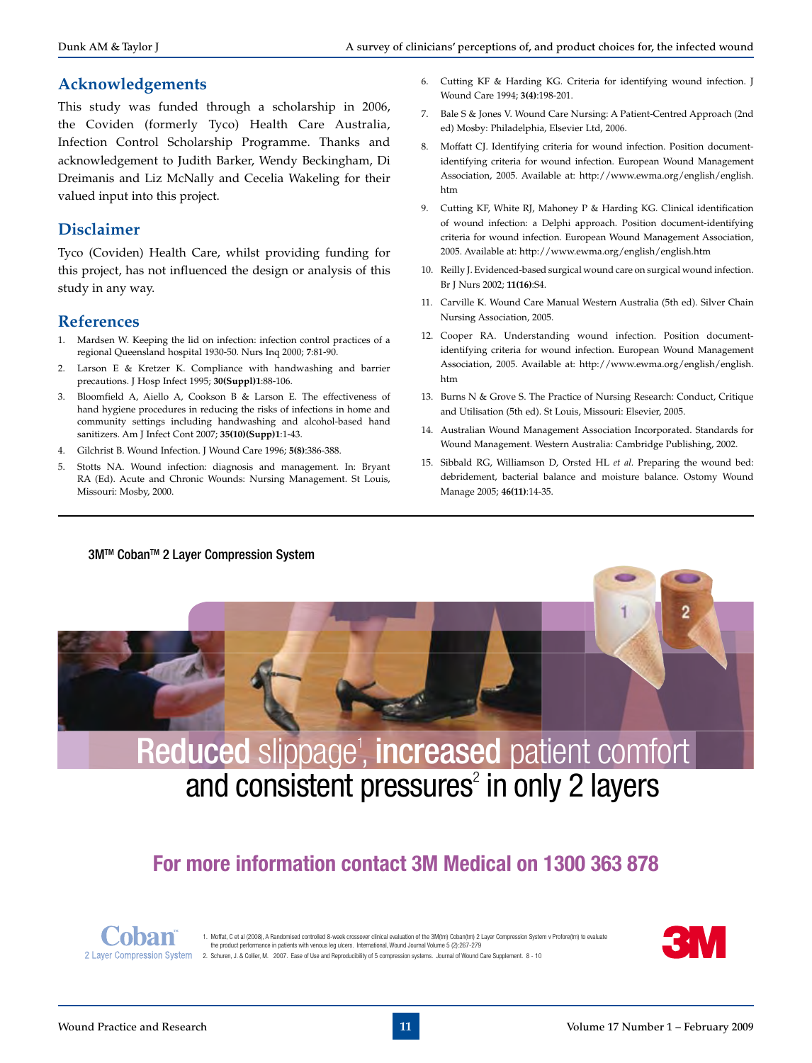## Acknowledgements

This study was funded through a scholarship in 2006, the Coviden (formerly Tyco) Health Care Australia, Infection Control Scholarship Programme. Thanks and acknowledgement to Judith Barker, Wendy Beckingham, Di Dreimanis and Liz McNally and Cecelia Wakeling for their valued input into this project.

## Disclaimer

Tyco (Coviden) Health Care, whilst providing funding for this project, has not influenced the design or analysis of this study in any way.

## References

1. Mardsen W. Keeping the lid on infection: infection control practices of a regional Queensland hospital 1930-50. Nurs Inq 2000; **7**:81-90.
2. Larson E & Kretzer K. Compliance with handwashing and barrier precautions. J Hosp Infect 1995; **30(Suppl)1**:88-106.
3. Bloomfield A, Aiello A, Cookson B & Larson E. The effectiveness of hand hygiene procedures in reducing the risks of infections in home and community settings including handwashing and alcohol-based hand sanitizers. Am J Infect Cont 2007; **35(10)(Supp)1**:1-43.
4. Gilchrist B. Wound Infection. J Wound Care 1996; **5(8)**:386-388.
5. Stotts NA. Wound infection: diagnosis and management. In: Bryant RA (Ed). Acute and Chronic Wounds: Nursing Management. St Louis, Missouri: Mosby, 2000.
6. Cutting KF & Harding KG. Criteria for identifying wound infection. J Wound Care 1994; **3(4)**:198-201.
7. Bale S & Jones V. Wound Care Nursing: A Patient-Centred Approach (2nd ed) Mosby: Philadelphia, Elsevier Ltd, 2006.
8. Moffatt CJ. Identifying criteria for wound infection. Position document-identifying criteria for wound infection. European Wound Management Association, 2005. Available at: http://www.ewma.org/english/english.htm
9. Cutting KF, White RJ, Mahoney P & Harding KG. Clinical identification of wound infection: a Delphi approach. Position document-identifying criteria for wound infection. European Wound Management Association, 2005. Available at: http://www.ewma.org/english/english.htm
10. Reilly J. Evidenced-based surgical wound care on surgical wound infection. Br J Nurs 2002; **11(16)**:S4.
11. Carville K. Wound Care Manual Western Australia (5th ed). Silver Chain Nursing Association, 2005.
12. Cooper RA. Understanding wound infection. Position document-identifying criteria for wound infection. European Wound Management Association, 2005. Available at: http://www.ewma.org/english/english.htm
13. Burns N & Grove S. The Practice of Nursing Research: Conduct, Critique and Utilisation (5th ed). St Louis, Missouri: Elsevier, 2005.
14. Australian Wound Management Association Incorporated. Standards for Wound Management. Western Australia: Cambridge Publishing, 2002.
15. Sibbald RG, Williamson D, Orsted HL *et al.* Preparing the wound bed: debridement, bacterial balance and moisture balance. Ostomy Wound Manage 2005; **46(11)**:14-35.

---

3M™ Coban™ 2 Layer Compression System

**Reduced** slippage[1], **increased** patient comfort and consistent pressures[2] in only 2 layers

**For more information contact 3M Medical on 1300 363 878**

Coban™ 2 Layer Compression System

1. Moffat, C et al (2008), A Randomised controlled 8-week crossover clinical evaluation of the 3M(tm) Coban(tm) 2 Layer Compression System v Profore(tm) to evaluate the product performance in patients with venous leg ulcers. International, Wound Journal Volume 5 (2):267-279
2. Schuren, J. & Collier, M. 2007. Ease of Use and Reproducibility of 5 compression systems. Journal of Wound Care Supplement. 8 - 10

3M